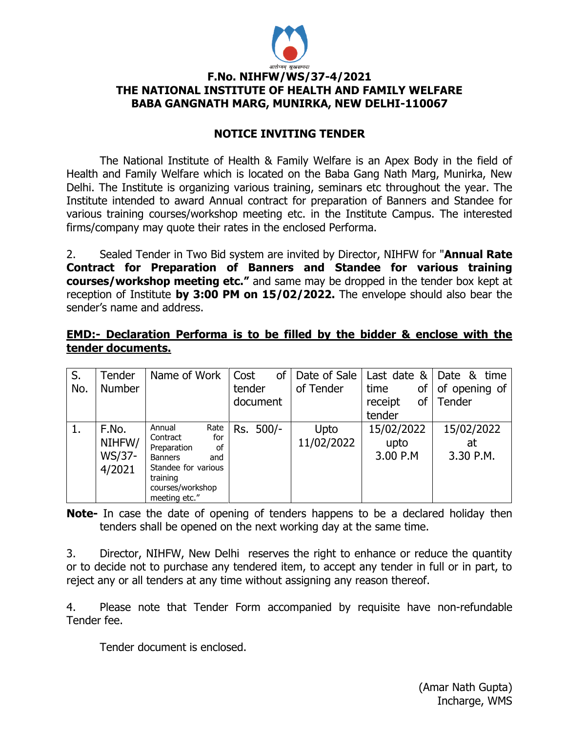आरोग्यम् सुखसम्पदा

**F.No. NIHFW/WS/37-4/2021**
**THE NATIONAL INSTITUTE OF HEALTH AND FAMILY WELFARE**
**BABA GANGNATH MARG, MUNIRKA, NEW DELHI-110067**

## NOTICE INVITING TENDER

The National Institute of Health & Family Welfare is an Apex Body in the field of Health and Family Welfare which is located on the Baba Gang Nath Marg, Munirka, New Delhi. The Institute is organizing various training, seminars etc throughout the year. The Institute intended to award Annual contract for preparation of Banners and Standee for various training courses/workshop meeting etc. in the Institute Campus. The interested firms/company may quote their rates in the enclosed Performa.

2. Sealed Tender in Two Bid system are invited by Director, NIHFW for "**Annual Rate Contract for Preparation of Banners and Standee for various training courses/workshop meeting etc."** and same may be dropped in the tender box kept at reception of Institute **by 3:00 PM on 15/02/2022.** The envelope should also bear the sender's name and address.

**EMD:- Declaration Performa is to be filled by the bidder & enclose with the tender documents.**

| S. No. | Tender Number | Name of Work | Cost of tender document | Date of Sale of Tender | Last date & time of receipt of tender | Date & time of opening of Tender |
|---|---|---|---|---|---|---|
| 1. | F.No. NIHFW/ WS/37-4/2021 | Annual Rate Contract for Preparation of Banners and Standee for various training courses/workshop meeting etc." | Rs. 500/- | Upto 11/02/2022 | 15/02/2022 upto 3.00 P.M | 15/02/2022 at 3.30 P.M. |

**Note-** In case the date of opening of tenders happens to be a declared holiday then tenders shall be opened on the next working day at the same time.

3. Director, NIHFW, New Delhi reserves the right to enhance or reduce the quantity or to decide not to purchase any tendered item, to accept any tender in full or in part, to reject any or all tenders at any time without assigning any reason thereof.

4. Please note that Tender Form accompanied by requisite have non-refundable Tender fee.

Tender document is enclosed.

(Amar Nath Gupta)
Incharge, WMS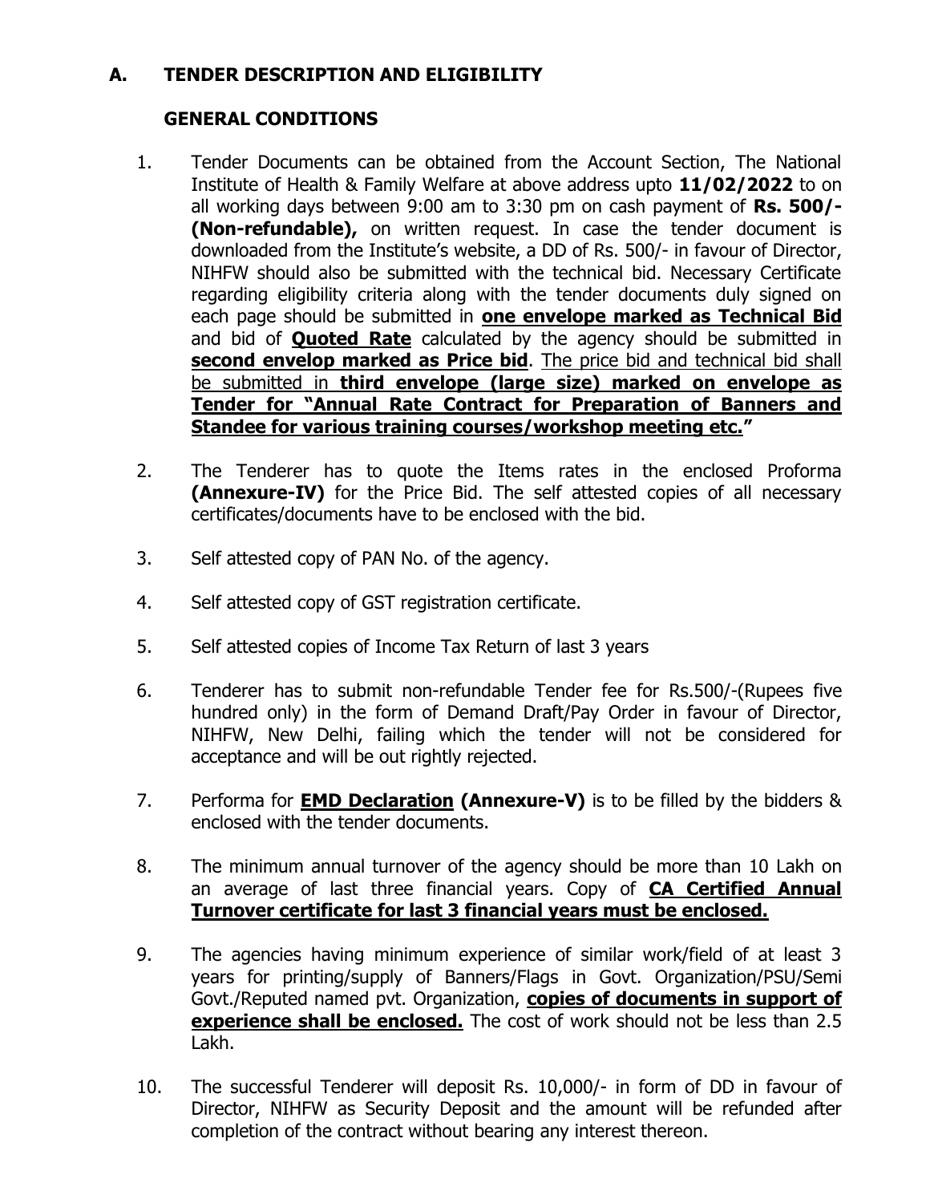## A. TENDER DESCRIPTION AND ELIGIBILITY

### GENERAL CONDITIONS

1. Tender Documents can be obtained from the Account Section, The National Institute of Health & Family Welfare at above address upto **11/02/2022** to on all working days between 9:00 am to 3:30 pm on cash payment of **Rs. 500/- (Non-refundable),** on written request. In case the tender document is downloaded from the Institute's website, a DD of Rs. 500/- in favour of Director, NIHFW should also be submitted with the technical bid. Necessary Certificate regarding eligibility criteria along with the tender documents duly signed on each page should be submitted in **one envelope marked as Technical Bid** and bid of **Quoted Rate** calculated by the agency should be submitted in **second envelop marked as Price bid**. The price bid and technical bid shall be submitted in **third envelope (large size) marked on envelope as Tender for "Annual Rate Contract for Preparation of Banners and Standee for various training courses/workshop meeting etc."**

2. The Tenderer has to quote the Items rates in the enclosed Proforma **(Annexure-IV)** for the Price Bid. The self attested copies of all necessary certificates/documents have to be enclosed with the bid.

3. Self attested copy of PAN No. of the agency.

4. Self attested copy of GST registration certificate.

5. Self attested copies of Income Tax Return of last 3 years

6. Tenderer has to submit non-refundable Tender fee for Rs.500/-(Rupees five hundred only) in the form of Demand Draft/Pay Order in favour of Director, NIHFW, New Delhi, failing which the tender will not be considered for acceptance and will be out rightly rejected.

7. Performa for **EMD Declaration (Annexure-V)** is to be filled by the bidders & enclosed with the tender documents.

8. The minimum annual turnover of the agency should be more than 10 Lakh on an average of last three financial years. Copy of **CA Certified Annual Turnover certificate for last 3 financial years must be enclosed.**

9. The agencies having minimum experience of similar work/field of at least 3 years for printing/supply of Banners/Flags in Govt. Organization/PSU/Semi Govt./Reputed named pvt. Organization, **copies of documents in support of experience shall be enclosed.** The cost of work should not be less than 2.5 Lakh.

10. The successful Tenderer will deposit Rs. 10,000/- in form of DD in favour of Director, NIHFW as Security Deposit and the amount will be refunded after completion of the contract without bearing any interest thereon.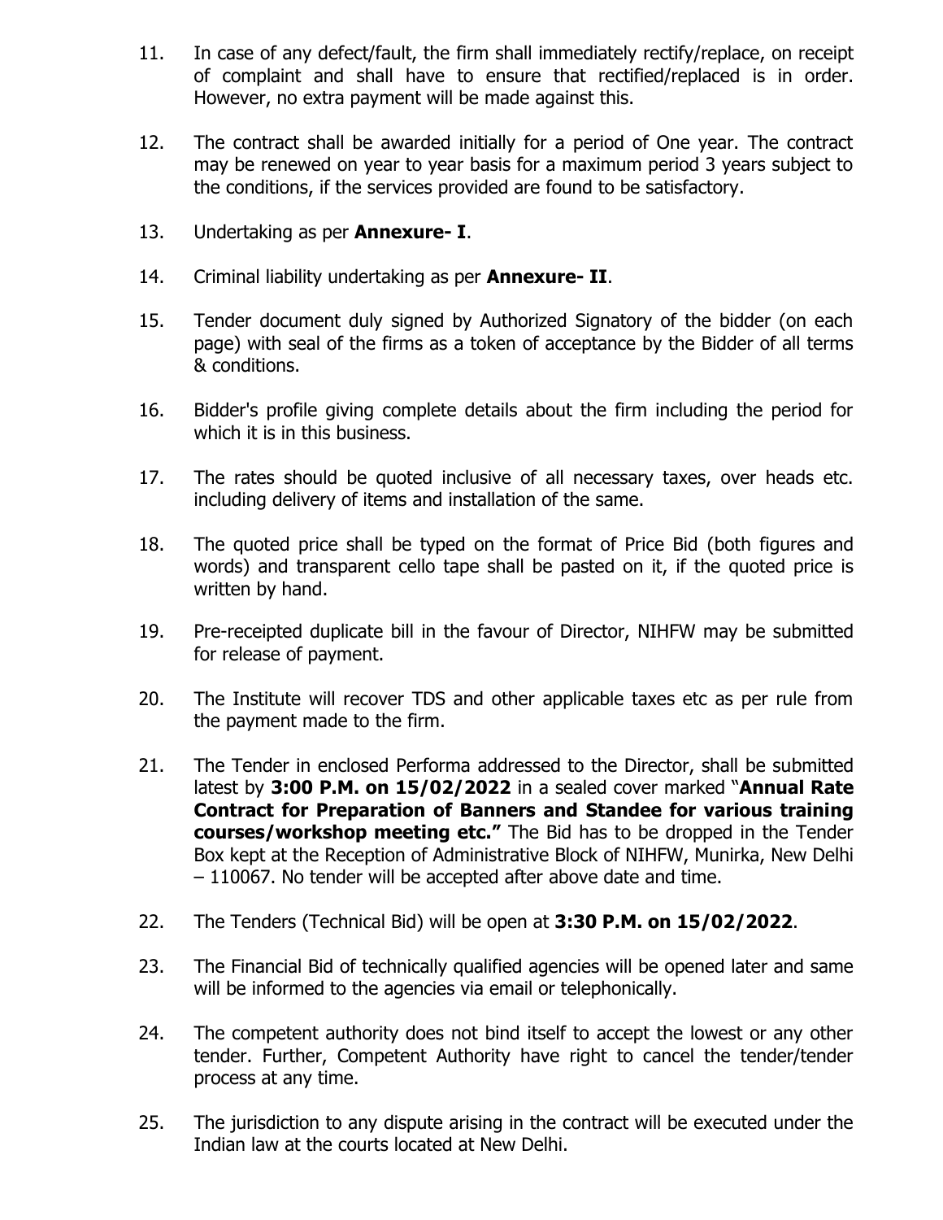11. In case of any defect/fault, the firm shall immediately rectify/replace, on receipt of complaint and shall have to ensure that rectified/replaced is in order. However, no extra payment will be made against this.

12. The contract shall be awarded initially for a period of One year. The contract may be renewed on year to year basis for a maximum period 3 years subject to the conditions, if the services provided are found to be satisfactory.

13. Undertaking as per **Annexure- I**.

14. Criminal liability undertaking as per **Annexure- II**.

15. Tender document duly signed by Authorized Signatory of the bidder (on each page) with seal of the firms as a token of acceptance by the Bidder of all terms & conditions.

16. Bidder's profile giving complete details about the firm including the period for which it is in this business.

17. The rates should be quoted inclusive of all necessary taxes, over heads etc. including delivery of items and installation of the same.

18. The quoted price shall be typed on the format of Price Bid (both figures and words) and transparent cello tape shall be pasted on it, if the quoted price is written by hand.

19. Pre-receipted duplicate bill in the favour of Director, NIHFW may be submitted for release of payment.

20. The Institute will recover TDS and other applicable taxes etc as per rule from the payment made to the firm.

21. The Tender in enclosed Performa addressed to the Director, shall be submitted latest by **3:00 P.M. on 15/02/2022** in a sealed cover marked "**Annual Rate Contract for Preparation of Banners and Standee for various training courses/workshop meeting etc."** The Bid has to be dropped in the Tender Box kept at the Reception of Administrative Block of NIHFW, Munirka, New Delhi – 110067. No tender will be accepted after above date and time.

22. The Tenders (Technical Bid) will be open at **3:30 P.M. on 15/02/2022**.

23. The Financial Bid of technically qualified agencies will be opened later and same will be informed to the agencies via email or telephonically.

24. The competent authority does not bind itself to accept the lowest or any other tender. Further, Competent Authority have right to cancel the tender/tender process at any time.

25. The jurisdiction to any dispute arising in the contract will be executed under the Indian law at the courts located at New Delhi.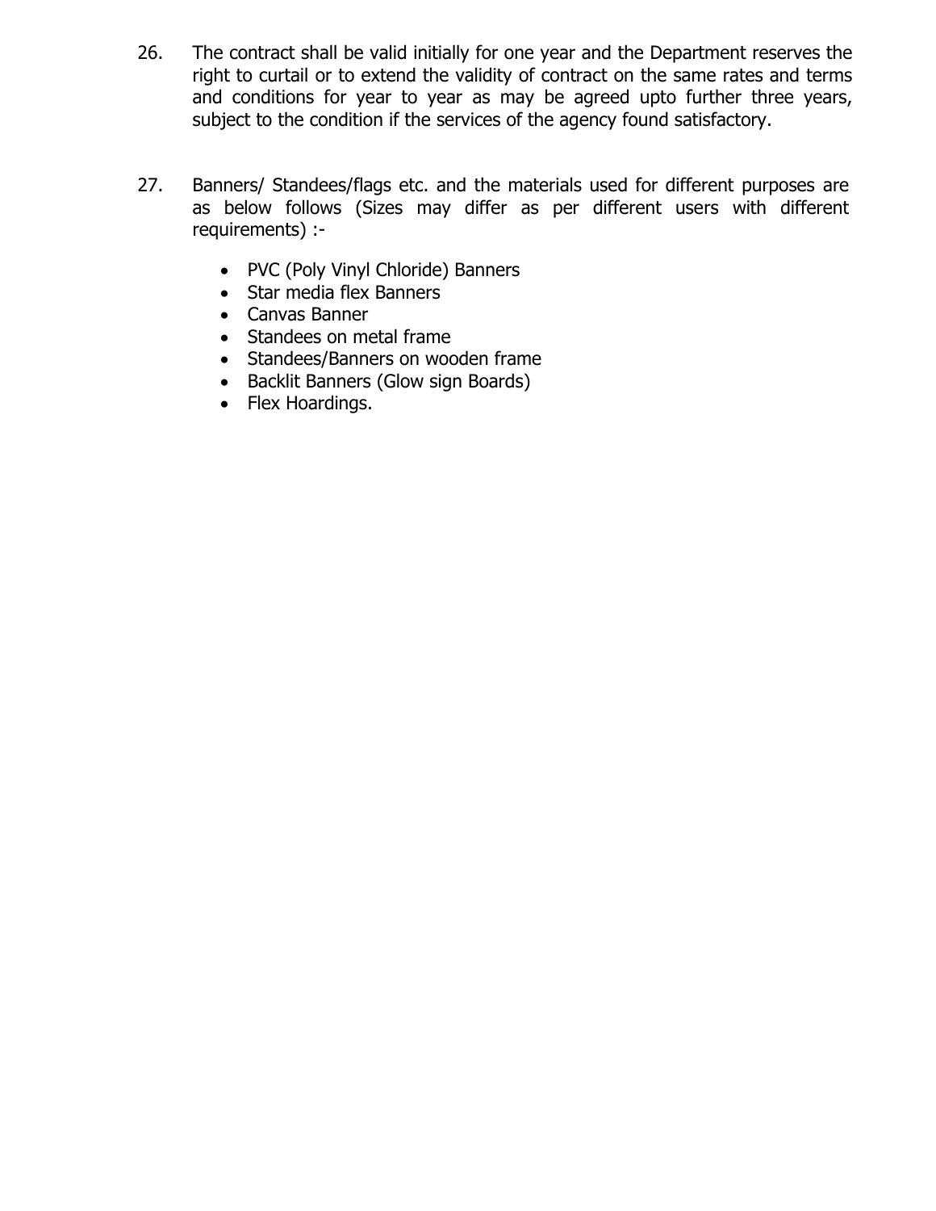26. The contract shall be valid initially for one year and the Department reserves the right to curtail or to extend the validity of contract on the same rates and terms and conditions for year to year as may be agreed upto further three years, subject to the condition if the services of the agency found satisfactory.

27. Banners/ Standees/flags etc. and the materials used for different purposes are as below follows (Sizes may differ as per different users with different requirements) :-

    - PVC (Poly Vinyl Chloride) Banners
    - Star media flex Banners
    - Canvas Banner
    - Standees on metal frame
    - Standees/Banners on wooden frame
    - Backlit Banners (Glow sign Boards)
    - Flex Hoardings.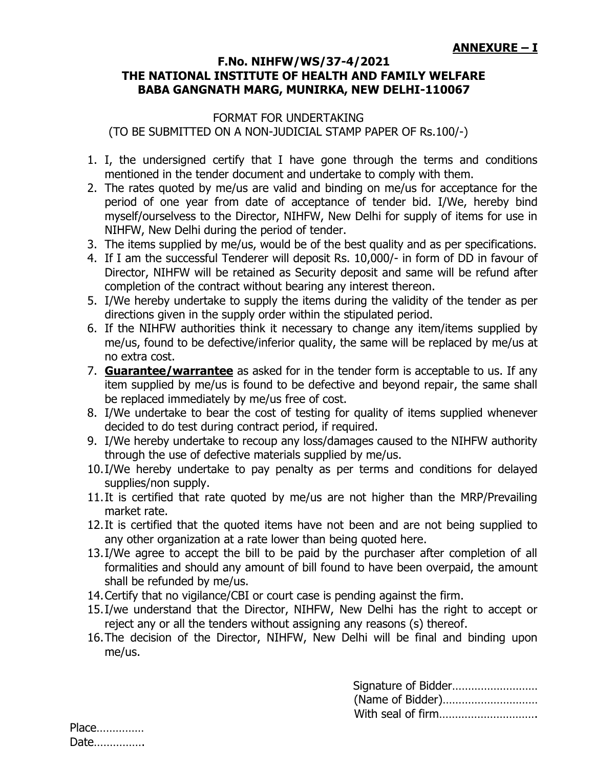**ANNEXURE – I**

**F.No. NIHFW/WS/37-4/2021**
**THE NATIONAL INSTITUTE OF HEALTH AND FAMILY WELFARE**
**BABA GANGNATH MARG, MUNIRKA, NEW DELHI-110067**

FORMAT FOR UNDERTAKING
(TO BE SUBMITTED ON A NON-JUDICIAL STAMP PAPER OF Rs.100/-)

1. I, the undersigned certify that I have gone through the terms and conditions mentioned in the tender document and undertake to comply with them.
2. The rates quoted by me/us are valid and binding on me/us for acceptance for the period of one year from date of acceptance of tender bid. I/We, hereby bind myself/ourselvess to the Director, NIHFW, New Delhi for supply of items for use in NIHFW, New Delhi during the period of tender.
3. The items supplied by me/us, would be of the best quality and as per specifications.
4. If I am the successful Tenderer will deposit Rs. 10,000/- in form of DD in favour of Director, NIHFW will be retained as Security deposit and same will be refund after completion of the contract without bearing any interest thereon.
5. I/We hereby undertake to supply the items during the validity of the tender as per directions given in the supply order within the stipulated period.
6. If the NIHFW authorities think it necessary to change any item/items supplied by me/us, found to be defective/inferior quality, the same will be replaced by me/us at no extra cost.
7. **Guarantee/warrantee** as asked for in the tender form is acceptable to us. If any item supplied by me/us is found to be defective and beyond repair, the same shall be replaced immediately by me/us free of cost.
8. I/We undertake to bear the cost of testing for quality of items supplied whenever decided to do test during contract period, if required.
9. I/We hereby undertake to recoup any loss/damages caused to the NIHFW authority through the use of defective materials supplied by me/us.
10. I/We hereby undertake to pay penalty as per terms and conditions for delayed supplies/non supply.
11. It is certified that rate quoted by me/us are not higher than the MRP/Prevailing market rate.
12. It is certified that the quoted items have not been and are not being supplied to any other organization at a rate lower than being quoted here.
13. I/We agree to accept the bill to be paid by the purchaser after completion of all formalities and should any amount of bill found to have been overpaid, the amount shall be refunded by me/us.
14. Certify that no vigilance/CBI or court case is pending against the firm.
15. I/we understand that the Director, NIHFW, New Delhi has the right to accept or reject any or all the tenders without assigning any reasons (s) thereof.
16. The decision of the Director, NIHFW, New Delhi will be final and binding upon me/us.

Signature of Bidder………………………
(Name of Bidder)…………………………
With seal of firm………………………….

Place……………
Date…………….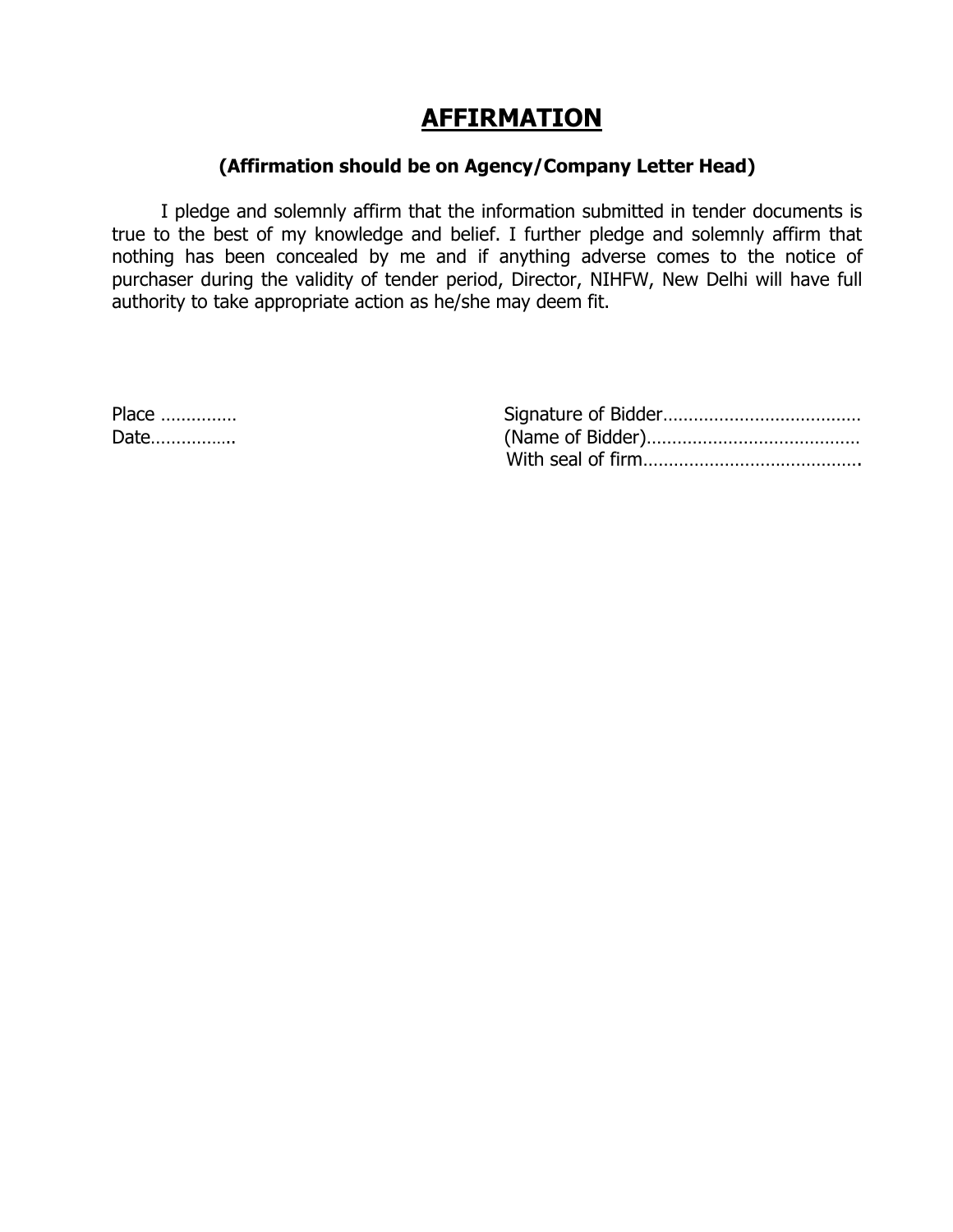# AFFIRMATION

**(Affirmation should be on Agency/Company Letter Head)**

I pledge and solemnly affirm that the information submitted in tender documents is true to the best of my knowledge and belief. I further pledge and solemnly affirm that nothing has been concealed by me and if anything adverse comes to the notice of purchaser during the validity of tender period, Director, NIHFW, New Delhi will have full authority to take appropriate action as he/she may deem fit.

Place …………… 
Date…………….

Signature of Bidder………………………………… 
(Name of Bidder)…………………………………… 
With seal of firm…………………………………….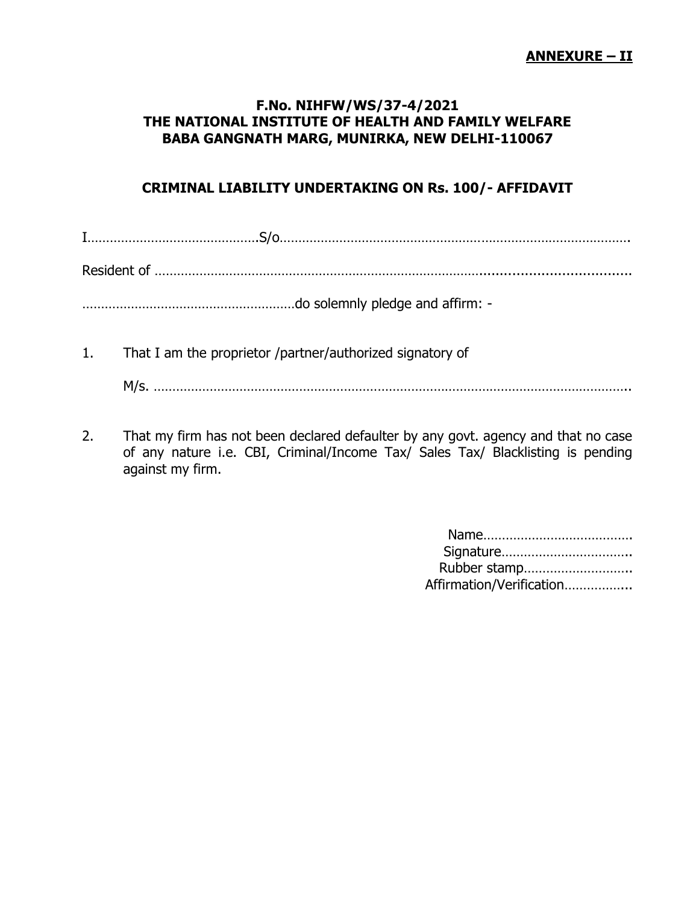**ANNEXURE – II**

**F.No. NIHFW/WS/37-4/2021**
**THE NATIONAL INSTITUTE OF HEALTH AND FAMILY WELFARE**
**BABA GANGNATH MARG, MUNIRKA, NEW DELHI-110067**

**CRIMINAL LIABILITY UNDERTAKING ON Rs. 100/- AFFIDAVIT**

I……………………………………….S/o…………………………………………………………………………………

Resident of ……………………………………………………………………………………………………………

…………………………………………………do solemnly pledge and affirm: -

1. That I am the proprietor /partner/authorized signatory of

   M/s. ……………………………………………………………………………………………………………

2. That my firm has not been declared defaulter by any govt. agency and that no case of any nature i.e. CBI, Criminal/Income Tax/ Sales Tax/ Blacklisting is pending against my firm.

Name…………………………………
Signature……………………………..
Rubber stamp………………………..
Affirmation/Verification……………..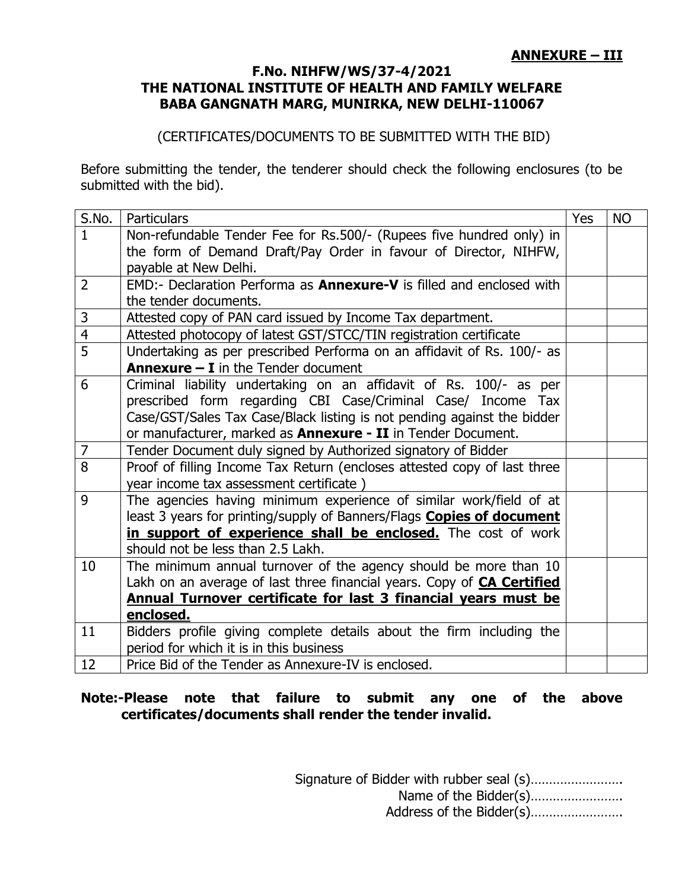**ANNEXURE – III**

**F.No. NIHFW/WS/37-4/2021**
**THE NATIONAL INSTITUTE OF HEALTH AND FAMILY WELFARE**
**BABA GANGNATH MARG, MUNIRKA, NEW DELHI-110067**

(CERTIFICATES/DOCUMENTS TO BE SUBMITTED WITH THE BID)

Before submitting the tender, the tenderer should check the following enclosures (to be submitted with the bid).

| S.No. | Particulars | Yes | NO |
|---|---|---|---|
| 1 | Non-refundable Tender Fee for Rs.500/- (Rupees five hundred only) in the form of Demand Draft/Pay Order in favour of Director, NIHFW, payable at New Delhi. | | |
| 2 | EMD:- Declaration Performa as **Annexure-V** is filled and enclosed with the tender documents. | | |
| 3 | Attested copy of PAN card issued by Income Tax department. | | |
| 4 | Attested photocopy of latest GST/STCC/TIN registration certificate | | |
| 5 | Undertaking as per prescribed Performa on an affidavit of Rs. 100/- as **Annexure – I** in the Tender document | | |
| 6 | Criminal liability undertaking on an affidavit of Rs. 100/- as per prescribed form regarding CBI Case/Criminal Case/ Income Tax Case/GST/Sales Tax Case/Black listing is not pending against the bidder or manufacturer, marked as **Annexure - II** in Tender Document. | | |
| 7 | Tender Document duly signed by Authorized signatory of Bidder | | |
| 8 | Proof of filling Income Tax Return (encloses attested copy of last three year income tax assessment certificate ) | | |
| 9 | The agencies having minimum experience of similar work/field of at least 3 years for printing/supply of Banners/Flags **Copies of document in support of experience shall be enclosed.** The cost of work should not be less than 2.5 Lakh. | | |
| 10 | The minimum annual turnover of the agency should be more than 10 Lakh on an average of last three financial years. Copy of **CA Certified Annual Turnover certificate for last 3 financial years must be enclosed.** | | |
| 11 | Bidders profile giving complete details about the firm including the period for which it is in this business | | |
| 12 | Price Bid of the Tender as Annexure-IV is enclosed. | | |

**Note:-Please note that failure to submit any one of the above certificates/documents shall render the tender invalid.**

Signature of Bidder with rubber seal (s)…………………….
Name of the Bidder(s)…………………….
Address of the Bidder(s)…………………….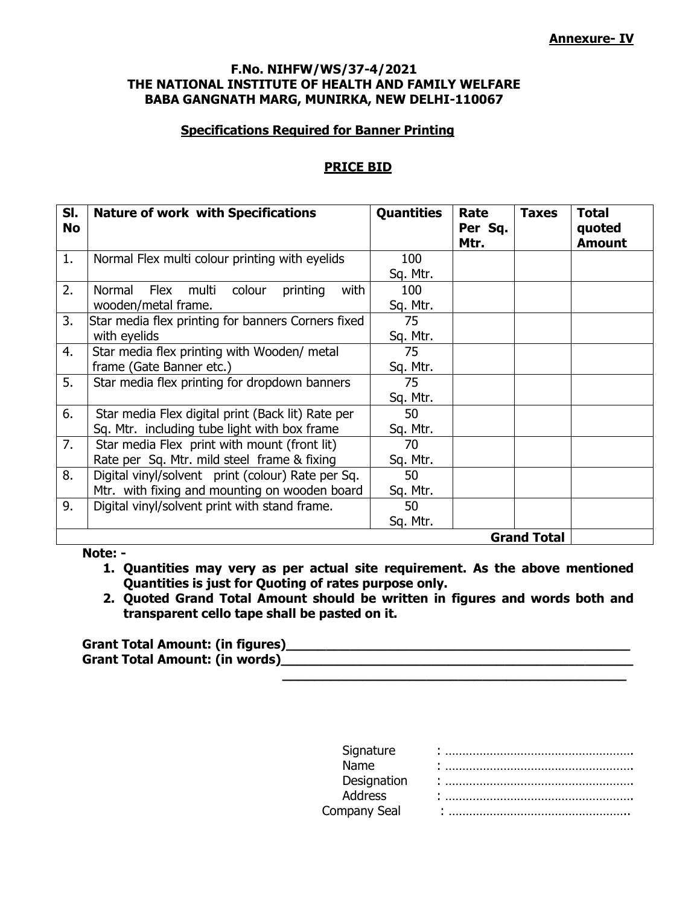**Annexure- IV**

**F.No. NIHFW/WS/37-4/2021**
**THE NATIONAL INSTITUTE OF HEALTH AND FAMILY WELFARE**
**BABA GANGNATH MARG, MUNIRKA, NEW DELHI-110067**

**Specifications Required for Banner Printing**

**PRICE BID**

| Sl. No | Nature of work with Specifications | Quantities | Rate Per Sq. Mtr. | Taxes | Total quoted Amount |
|---|---|---|---|---|---|
| 1. | Normal Flex multi colour printing with eyelids | 100 Sq. Mtr. | | | |
| 2. | Normal Flex multi colour printing with wooden/metal frame. | 100 Sq. Mtr. | | | |
| 3. | Star media flex printing for banners Corners fixed with eyelids | 75 Sq. Mtr. | | | |
| 4. | Star media flex printing with Wooden/ metal frame (Gate Banner etc.) | 75 Sq. Mtr. | | | |
| 5. | Star media flex printing for dropdown banners | 75 Sq. Mtr. | | | |
| 6. | Star media Flex digital print (Back lit) Rate per Sq. Mtr. including tube light with box frame | 50 Sq. Mtr. | | | |
| 7. | Star media Flex print with mount (front lit) Rate per Sq. Mtr. mild steel frame & fixing | 70 Sq. Mtr. | | | |
| 8. | Digital vinyl/solvent print (colour) Rate per Sq. Mtr. with fixing and mounting on wooden board | 50 Sq. Mtr. | | | |
| 9. | Digital vinyl/solvent print with stand frame. | 50 Sq. Mtr. | | | |
| | | | | **Grand Total** | |

**Note: -**

1. **Quantities may very as per actual site requirement. As the above mentioned Quantities is just for Quoting of rates purpose only.**
2. **Quoted Grand Total Amount should be written in figures and words both and transparent cello tape shall be pasted on it.**

**Grant Total Amount: (in figures)**_______________________________________________

**Grant Total Amount: (in words)**_______________________________________________

_______________________________________________

Signature : ………………………………………………

Name : ………………………………………………

Designation : ………………………………………………

Address : ………………………………………………

Company Seal : ………………………………………………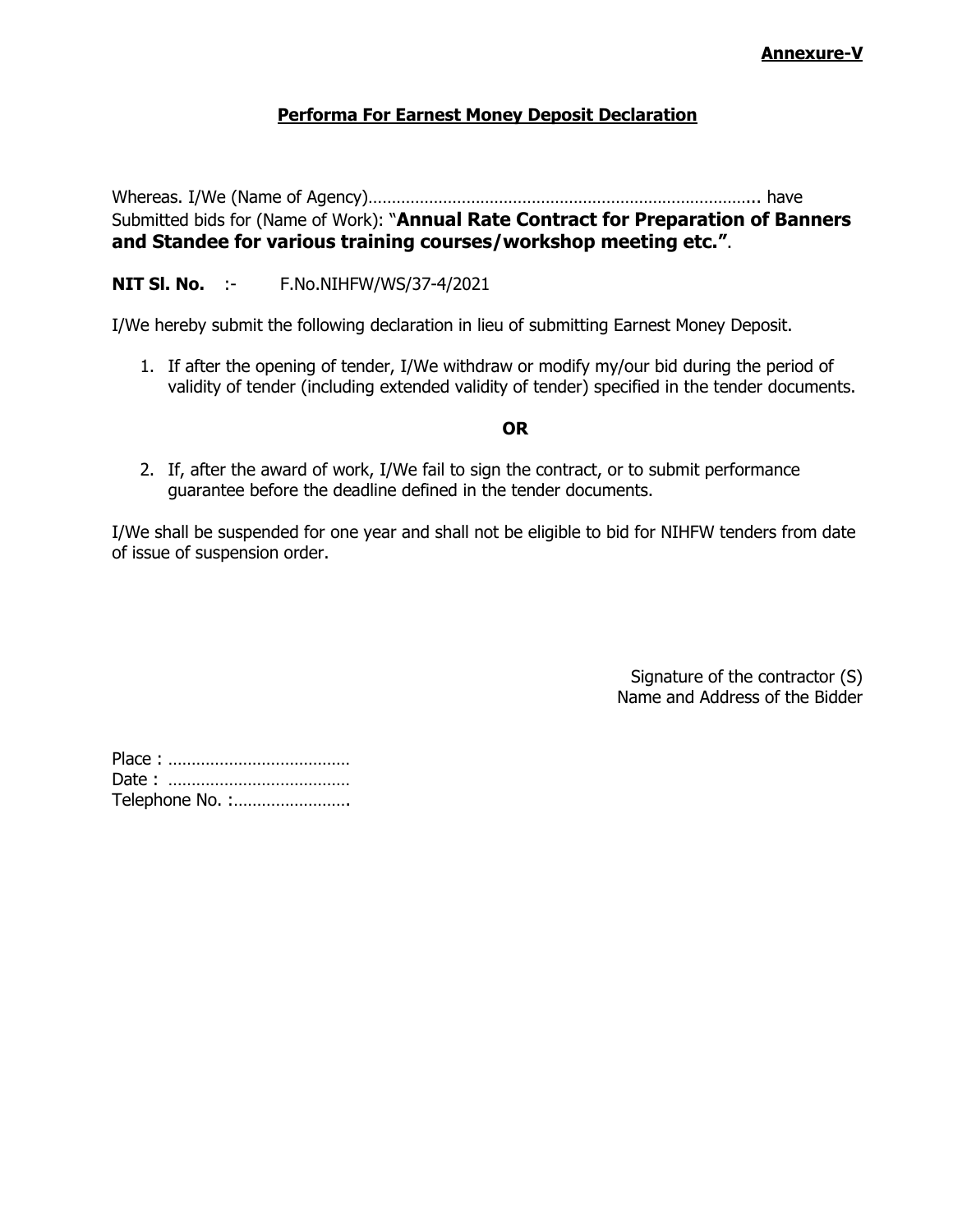**Annexure-V**

## Performa For Earnest Money Deposit Declaration

Whereas. I/We (Name of Agency)……………………………………………………………………….. have Submitted bids for (Name of Work): "**Annual Rate Contract for Preparation of Banners and Standee for various training courses/workshop meeting etc.**".

**NIT Sl. No.** :- F.No.NIHFW/WS/37-4/2021

I/We hereby submit the following declaration in lieu of submitting Earnest Money Deposit.

1. If after the opening of tender, I/We withdraw or modify my/our bid during the period of validity of tender (including extended validity of tender) specified in the tender documents.

**OR**

2. If, after the award of work, I/We fail to sign the contract, or to submit performance guarantee before the deadline defined in the tender documents.

I/We shall be suspended for one year and shall not be eligible to bid for NIHFW tenders from date of issue of suspension order.

Signature of the contractor (S)
Name and Address of the Bidder

Place : …………………………………
Date : …………………………………
Telephone No. :…………………….